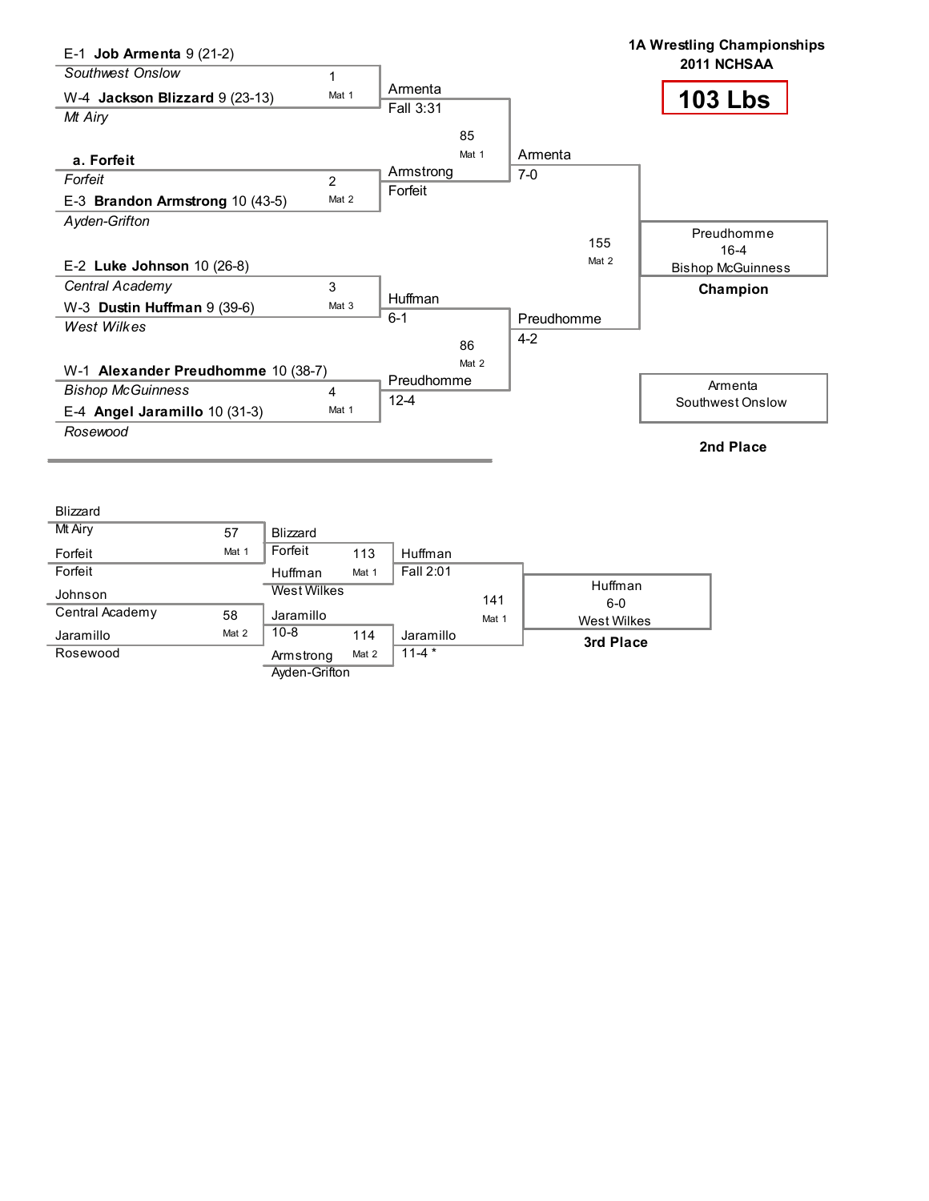# 1A Wrestling Championships
## 2011 NCHSAA

## 103 Lbs

E-1 **Job Armenta** 9 (21-2)
*Southwest Onslow*
1 Mat 1
W-4 **Jackson Blizzard** 9 (23-13)
*Mt Airy*

Armenta
Fall 3:31

85 Mat 1

**a. Forfeit**
*Forfeit*
2 Mat 2
E-3 **Brandon Armstrong** 10 (43-5)
*Ayden-Grifton*

Armstrong
Forfeit

Armenta
7-0

155 Mat 2

E-2 **Luke Johnson** 10 (26-8)
*Central Academy*
3 Mat 3
W-3 **Dustin Huffman** 9 (39-6)
*West Wilkes*

Huffman
6-1

86 Mat 2

W-1 **Alexander Preudhomme** 10 (38-7)
*Bishop McGuinness*
4 Mat 1
E-4 **Angel Jaramillo** 10 (31-3)
*Rosewood*

Preudhomme
12-4

Preudhomme
4-2

Preudhomme
16-4
Bishop McGuinness
**Champion**

Armenta
Southwest Onslow
**2nd Place**

---

Blizzard
Mt Airy
57 Mat 1
Forfeit
Forfeit

Blizzard
Forfeit
113 Mat 1
Huffman
West Wilkes

Huffman
Fall 2:01

Johnson
Central Academy
58 Mat 2
Jaramillo
Rosewood

Jaramillo
10-8
114 Mat 2
Armstrong
Ayden-Grifton

Jaramillo
11-4 *

141 Mat 1

Huffman
6-0
West Wilkes
**3rd Place**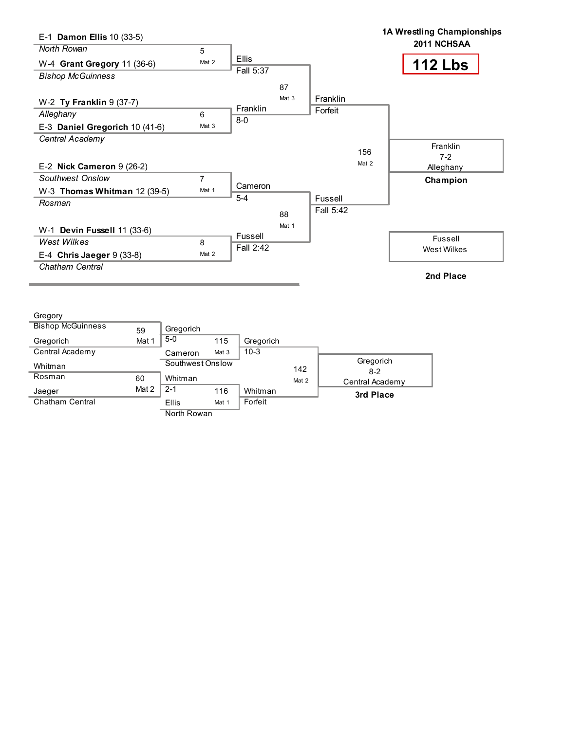# 1A Wrestling Championships
## 2011 NCHSAA
## 112 Lbs

E-1 **Damon Ellis** 10 (33-5)
*North Rowan*
5
Mat 2
W-4 **Grant Gregory** 11 (36-6)
*Bishop McGuinness*

Ellis
Fall 5:37

87
Mat 3

W-2 **Ty Franklin** 9 (37-7)
*Alleghany*
6
Mat 3
E-3 **Daniel Gregorich** 10 (41-6)
*Central Academy*

Franklin
8-0

Franklin
Forfeit

156
Mat 2

Franklin
7-2
Alleghany
**Champion**

E-2 **Nick Cameron** 9 (26-2)
*Southwest Onslow*
7
Mat 1
W-3 **Thomas Whitman** 12 (39-5)
*Rosman*

Cameron
5-4

88
Mat 1

Fussell
Fall 5:42

W-1 **Devin Fussell** 11 (33-6)
*West Wilkes*
8
Mat 2
E-4 **Chris Jaeger** 9 (33-8)
*Chatham Central*

Fussell
Fall 2:42

Fussell
West Wilkes
**2nd Place**

Gregory
Bishop McGuinness
59
Mat 1
Gregorich
Central Academy

Gregorich
5-0

115
Mat 3
Cameron
Southwest Onslow

Gregorich
10-3

142
Mat 2

Gregorich
8-2
Central Academy
**3rd Place**

Whitman
Rosman
60
Mat 2
Jaeger
Chatham Central

Whitman
2-1

116
Mat 1
Ellis
North Rowan

Whitman
Forfeit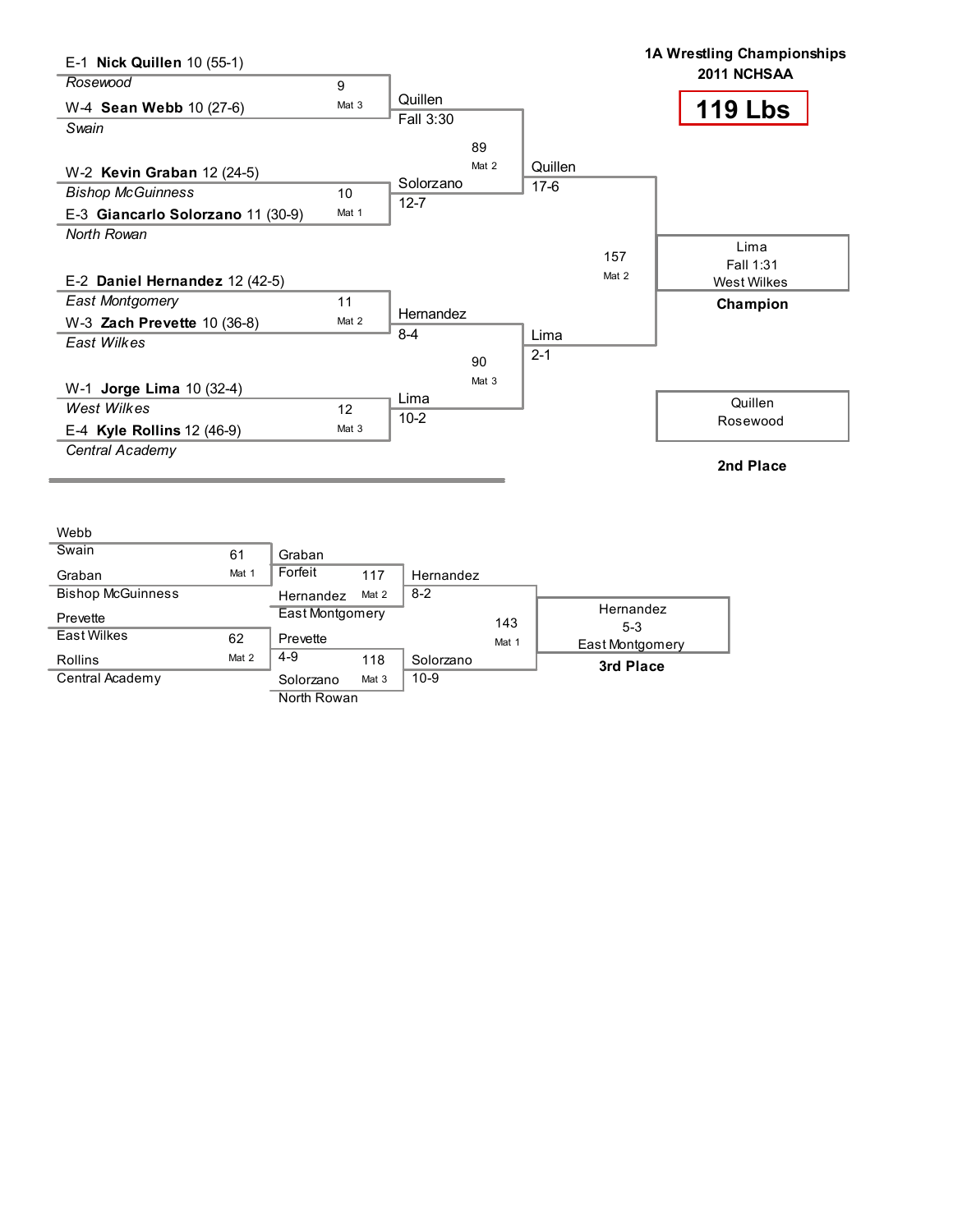**1A Wrestling Championships**
**2011 NCHSAA**

# 119 Lbs

## Championship Bracket

E-1 **Nick Quillen** 10 (55-1)
*Rosewood*
W-4 **Sean Webb** 10 (27-6)
*Swain*

9
Mat 3

Quillen
Fall 3:30

W-2 **Kevin Graban** 12 (24-5)
*Bishop McGuinness*
E-3 **Giancarlo Solorzano** 11 (30-9)
*North Rowan*

10
Mat 1

Solorzano
12-7

89
Mat 2

Quillen
17-6

E-2 **Daniel Hernandez** 12 (42-5)
*East Montgomery*
W-3 **Zach Prevette** 10 (36-8)
*East Wilkes*

11
Mat 2

Hernandez
8-4

W-1 **Jorge Lima** 10 (32-4)
*West Wilkes*
E-4 **Kyle Rollins** 12 (46-9)
*Central Academy*

12
Mat 3

Lima
10-2

90
Mat 3

Lima
2-1

157
Mat 2

Lima
Fall 1:31
West Wilkes
**Champion**

Quillen
Rosewood
**2nd Place**

## Consolation Bracket

Webb
Swain
Graban
Bishop McGuinness

61
Mat 1

Graban
Forfeit

Prevette
East Wilkes
Rollins
Central Academy

62
Mat 2

Prevette
4-9

Hernandez
East Montgomery

117
Mat 2

Hernandez
8-2

Solorzano
North Rowan

118
Mat 3

Solorzano
10-9

143
Mat 1

Hernandez
5-3
East Montgomery
**3rd Place**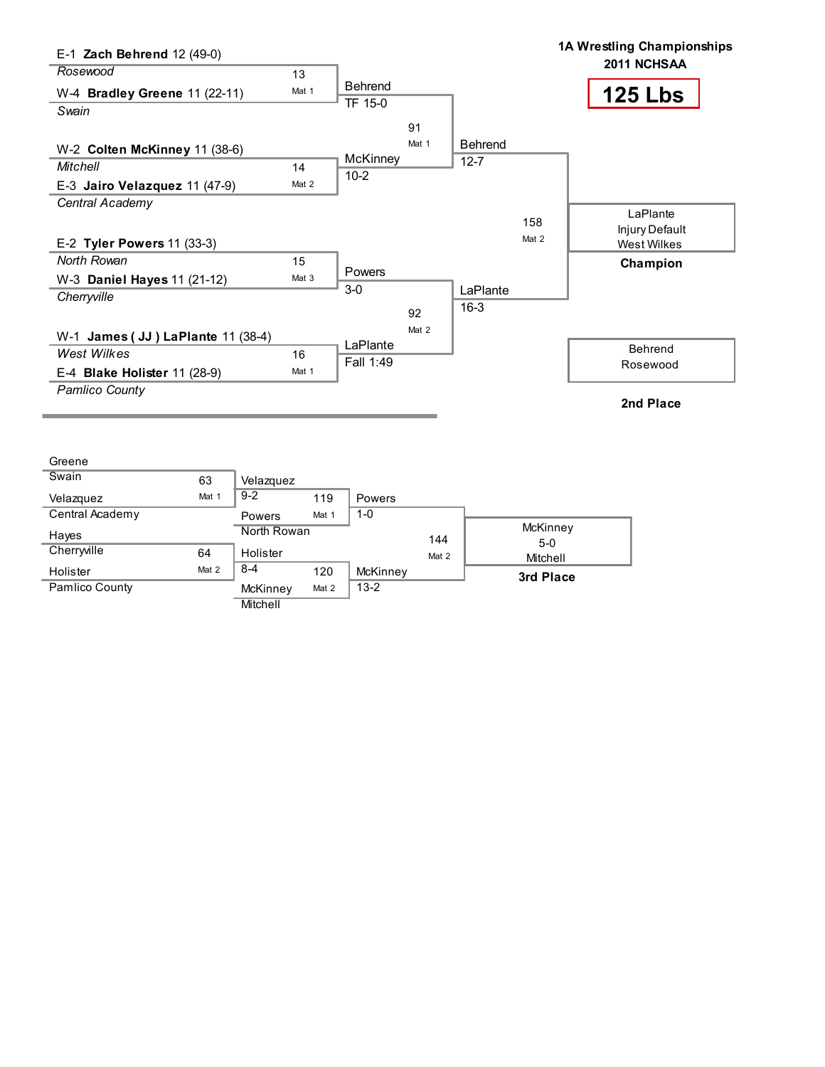# 1A Wrestling Championships
## 2011 NCHSAA
## 125 Lbs

### Championship Bracket

E-1 **Zach Behrend** 12 (49-0)
*Rosewood*

13
Mat 1

W-4 **Bradley Greene** 11 (22-11)
*Swain*

Behrend
TF 15-0

91
Mat 1

W-2 **Colten McKinney** 11 (38-6)
*Mitchell*

14
Mat 2

E-3 **Jairo Velazquez** 11 (47-9)
*Central Academy*

McKinney
10-2

Behrend
12-7

158
Mat 2

E-2 **Tyler Powers** 11 (33-3)
*North Rowan*

15
Mat 3

W-3 **Daniel Hayes** 11 (21-12)
*Cherryville*

Powers
3-0

92
Mat 2

W-1 **James ( JJ ) LaPlante** 11 (38-4)
*West Wilkes*

16
Mat 1

E-4 **Blake Holister** 11 (28-9)
*Pamlico County*

LaPlante
Fall 1:49

LaPlante
16-3

LaPlante
Injury Default
West Wilkes

**Champion**

Behrend
Rosewood

**2nd Place**

### Consolation Bracket

Greene
Swain

63
Mat 1

Velazquez
Central Academy

Velazquez
9-2

119
Mat 1

Powers
North Rowan

Powers
1-0

Hayes
Cherryville

64
Mat 2

Holister
Pamlico County

Holister
8-4

120
Mat 2

McKinney
Mitchell

McKinney
13-2

144
Mat 2

McKinney
5-0
Mitchell

**3rd Place**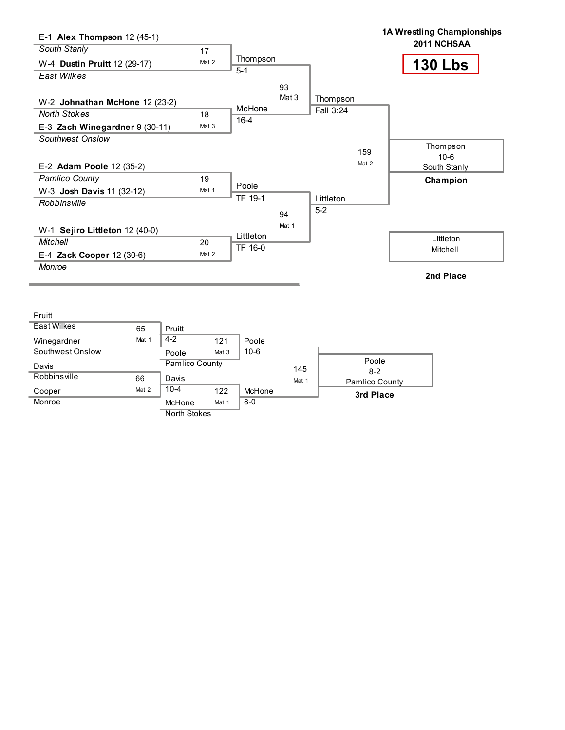**1A Wrestling Championships**
**2011 NCHSAA**

# 130 Lbs

E-1 **Alex Thompson** 12 (45-1)
*South Stanly*
17
Mat 2
W-4 **Dustin Pruitt** 12 (29-17)
*East Wilkes*

Thompson
5-1

W-2 **Johnathan McHone** 12 (23-2)
*North Stokes*
18
Mat 3
E-3 **Zach Winegardner** 9 (30-11)
*Southwest Onslow*

McHone
16-4

93
Mat 3

Thompson
Fall 3:24

E-2 **Adam Poole** 12 (35-2)
*Pamlico County*
19
Mat 1
W-3 **Josh Davis** 11 (32-12)
*Robbinsville*

Poole
TF 19-1

W-1 **Sejiro Littleton** 12 (40-0)
*Mitchell*
20
Mat 2
E-4 **Zack Cooper** 12 (30-6)
*Monroe*

Littleton
TF 16-0

94
Mat 1

Littleton
5-2

159
Mat 2

Thompson
10-6
South Stanly
**Champion**

Littleton
Mitchell
**2nd Place**

Pruitt
East Wilkes
65
Mat 1
Winegardner
Southwest Onslow

Pruitt
4-2

Poole
Pamlico County

121
Mat 3

Poole
10-6

Davis
Robbinsville
66
Mat 2
Cooper
Monroe

Davis
10-4

McHone
North Stokes

122
Mat 1

McHone
8-0

145
Mat 1

Poole
8-2
Pamlico County
**3rd Place**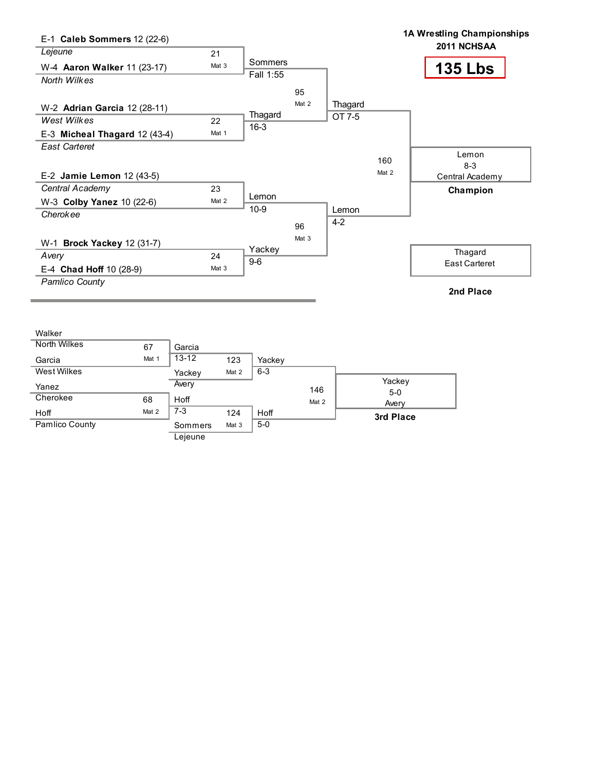# 1A Wrestling Championships
## 2011 NCHSAA

## 135 Lbs

### Championship Bracket

E-1 **Caleb Sommers** 12 (22-6)
*Lejeune*
21
Mat 3
W-4 **Aaron Walker** 11 (23-17)
*North Wilkes*

Sommers
Fall 1:55

W-2 **Adrian Garcia** 12 (28-11)
*West Wilkes*
22
Mat 1
E-3 **Micheal Thagard** 12 (43-4)
*East Carteret*

Thagard
16-3

95
Mat 2

Thagard
OT 7-5

E-2 **Jamie Lemon** 12 (43-5)
*Central Academy*
23
Mat 2
W-3 **Colby Yanez** 10 (22-6)
*Cherokee*

Lemon
10-9

W-1 **Brock Yackey** 12 (31-7)
*Avery*
24
Mat 3
E-4 **Chad Hoff** 10 (28-9)
*Pamlico County*

Yackey
9-6

96
Mat 3

Lemon
4-2

160
Mat 2

Lemon
8-3
Central Academy
**Champion**

Thagard
East Carteret
**2nd Place**

### Consolation Bracket

Walker
North Wilkes
67
Mat 1
Garcia
West Wilkes

Garcia
13-12

Yackey
Avery

123
Mat 2

Yackey
6-3

Yanez
Cherokee
68
Mat 2
Hoff
Pamlico County

Hoff
7-3

Sommers
Lejeune

124
Mat 3

Hoff
5-0

146
Mat 2

Yackey
5-0
Avery
**3rd Place**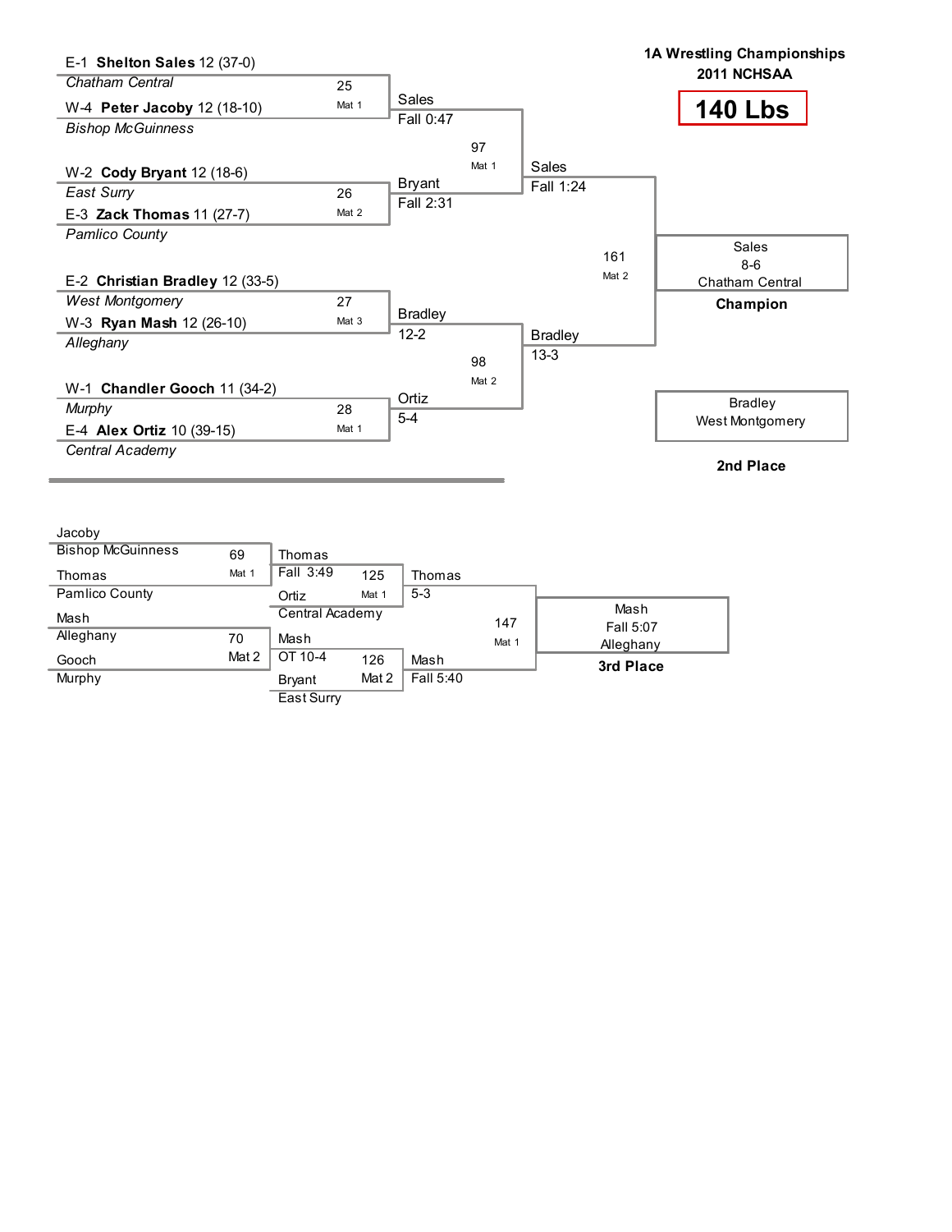# 1A Wrestling Championships
## 2011 NCHSAA

## 140 Lbs

### Championship Bracket

**First Round**

- E-1 **Shelton Sales** 12 (37-0) — *Chatham Central*
- W-4 **Peter Jacoby** 12 (18-10) — *Bishop McGuinness*
- Bout 25, Mat 1 — Winner: Sales, Fall 0:47

- W-2 **Cody Bryant** 12 (18-6) — *East Surry*
- E-3 **Zack Thomas** 11 (27-7) — *Pamlico County*
- Bout 26, Mat 2 — Winner: Bryant, Fall 2:31

- E-2 **Christian Bradley** 12 (33-5) — *West Montgomery*
- W-3 **Ryan Mash** 12 (26-10) — *Alleghany*
- Bout 27, Mat 3 — Winner: Bradley, 12-2

- W-1 **Chandler Gooch** 11 (34-2) — *Murphy*
- E-4 **Alex Ortiz** 10 (39-15) — *Central Academy*
- Bout 28, Mat 1 — Winner: Ortiz, 5-4

**Semifinals**

- Bout 97, Mat 1 — Sales vs. Bryant — Winner: Sales, Fall 1:24
- Bout 98, Mat 2 — Bradley vs. Ortiz — Winner: Bradley, 13-3

**Final**

- Bout 161, Mat 2 — Sales vs. Bradley — Winner: Sales, 8-6, Chatham Central

**Champion:** Sales, Chatham Central

**2nd Place:** Bradley, West Montgomery

### Consolation Bracket

**First Round**

- Jacoby (Bishop McGuinness) vs. Thomas (Pamlico County) — Bout 69, Mat 1 — Winner: Thomas, Fall 3:49
- Mash (Alleghany) vs. Gooch (Murphy) — Bout 70, Mat 2 — Winner: Mash, OT 10-4

**Second Round**

- Thomas vs. Ortiz (Central Academy) — Bout 125, Mat 1 — Winner: Thomas, 5-3
- Mash vs. Bryant (East Surry) — Bout 126, Mat 2 — Winner: Mash, Fall 5:40

**Third Place Match**

- Bout 147, Mat 1 — Thomas vs. Mash — Winner: Mash, Fall 5:07, Alleghany

**3rd Place:** Mash, Alleghany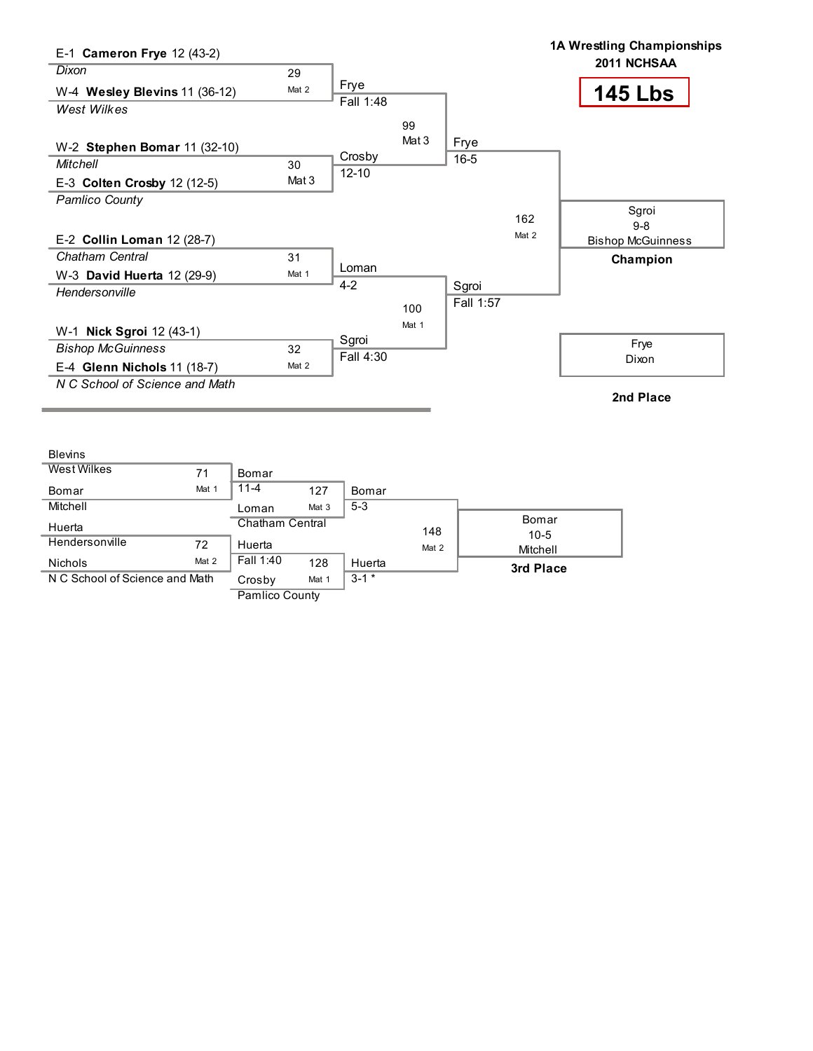# 1A Wrestling Championships

## 2011 NCHSAA

## 145 Lbs

### Championship Bracket

**First Round**

- Match 29 (Mat 2): E-1 **Cameron Frye** 12 (43-2), *Dixon* vs. W-4 **Wesley Blevins** 11 (36-12), *West Wilkes* — Frye, Fall 1:48
- Match 30 (Mat 3): W-2 **Stephen Bomar** 11 (32-10), *Mitchell* vs. E-3 **Colten Crosby** 12 (12-5), *Pamlico County* — Crosby, 12-10
- Match 31 (Mat 1): E-2 **Collin Loman** 12 (28-7), *Chatham Central* vs. W-3 **David Huerta** 12 (29-9), *Hendersonville* — Loman, 4-2
- Match 32 (Mat 2): W-1 **Nick Sgroi** 12 (43-1), *Bishop McGuinness* vs. E-4 **Glenn Nichols** 11 (18-7), *N C School of Science and Math* — Sgroi, Fall 4:30

**Semifinals**

- Match 99 (Mat 3): Frye vs. Crosby — Frye, 16-5
- Match 100 (Mat 1): Loman vs. Sgroi — Sgroi, Fall 1:57

**Final**

- Match 162 (Mat 2): Frye vs. Sgroi — Sgroi, 9-8

**Champion:** Sgroi, 9-8, Bishop McGuinness

**2nd Place:** Frye, Dixon

### Consolation Bracket

- Match 71 (Mat 1): Blevins, West Wilkes vs. Bomar, Mitchell — Bomar, 11-4
- Match 72 (Mat 2): Huerta, Hendersonville vs. Nichols, N C School of Science and Math — Huerta, Fall 1:40
- Match 127 (Mat 3): Bomar vs. Loman, Chatham Central — Bomar, 5-3
- Match 128 (Mat 1): Huerta vs. Crosby, Pamlico County — Huerta, 3-1 *
- Match 148 (Mat 2): Bomar vs. Huerta — Bomar, 10-5

**3rd Place:** Bomar, 10-5, Mitchell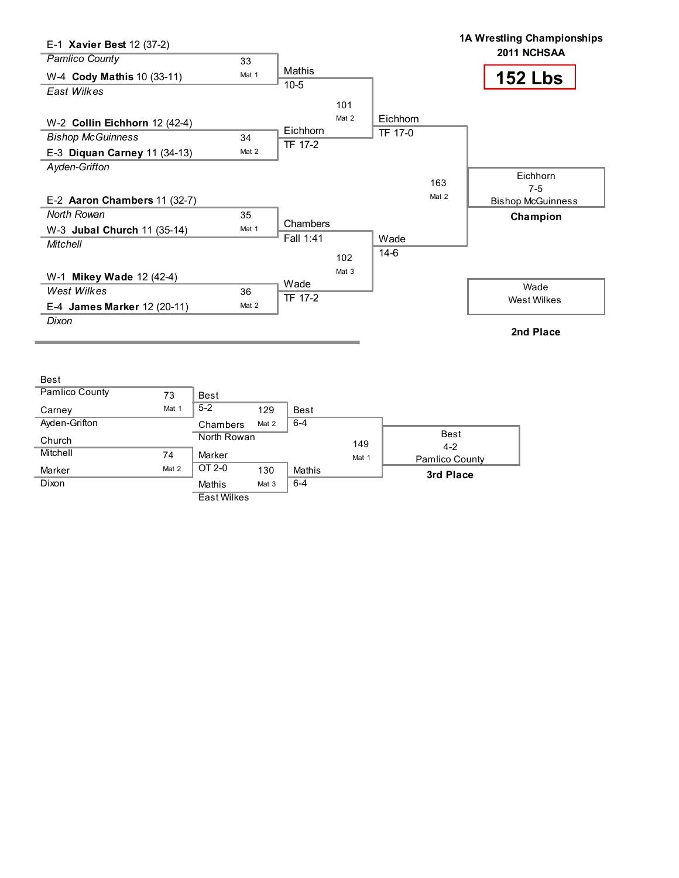## 1A Wrestling Championships
## 2011 NCHSAA

# 152 Lbs

### Championship Bracket

**Bout 33 (Mat 1)**
- E-1 **Xavier Best** 12 (37-2) — *Pamlico County*
- W-4 **Cody Mathis** 10 (33-11) — *East Wilkes*
- Winner: Mathis 10-5

**Bout 34 (Mat 2)**
- W-2 **Collin Eichhorn** 12 (42-4) — *Bishop McGuinness*
- E-3 **Diquan Carney** 11 (34-13) — *Ayden-Grifton*
- Winner: Eichhorn TF 17-2

**Bout 35 (Mat 1)**
- E-2 **Aaron Chambers** 11 (32-7) — *North Rowan*
- W-3 **Jubal Church** 11 (35-14) — *Mitchell*
- Winner: Chambers Fall 1:41

**Bout 36 (Mat 2)**
- W-1 **Mikey Wade** 12 (42-4) — *West Wilkes*
- E-4 **James Marker** 12 (20-11) — *Dixon*
- Winner: Wade TF 17-2

**Bout 101 (Mat 2)**
- Mathis vs. Eichhorn
- Winner: Eichhorn TF 17-0

**Bout 102 (Mat 3)**
- Chambers vs. Wade
- Winner: Wade 14-6

**Bout 163 (Mat 2)**
- Eichhorn vs. Wade
- Winner: Eichhorn 7-5

**Champion**
Eichhorn
7-5
Bishop McGuinness

**2nd Place**
Wade
West Wilkes

### Consolation Bracket

**Bout 73 (Mat 1)**
- Best — Pamlico County
- Carney — Ayden-Grifton
- Winner: Best 5-2

**Bout 74 (Mat 2)**
- Church — Mitchell
- Marker — Dixon
- Winner: Marker OT 2-0

**Bout 129 (Mat 2)**
- Best
- Chambers — North Rowan
- Winner: Best 6-4

**Bout 130 (Mat 3)**
- Marker
- Mathis — East Wilkes
- Winner: Mathis 6-4

**Bout 149 (Mat 1)**
- Best vs. Mathis
- Winner: Best 4-2

**3rd Place**
Best
4-2
Pamlico County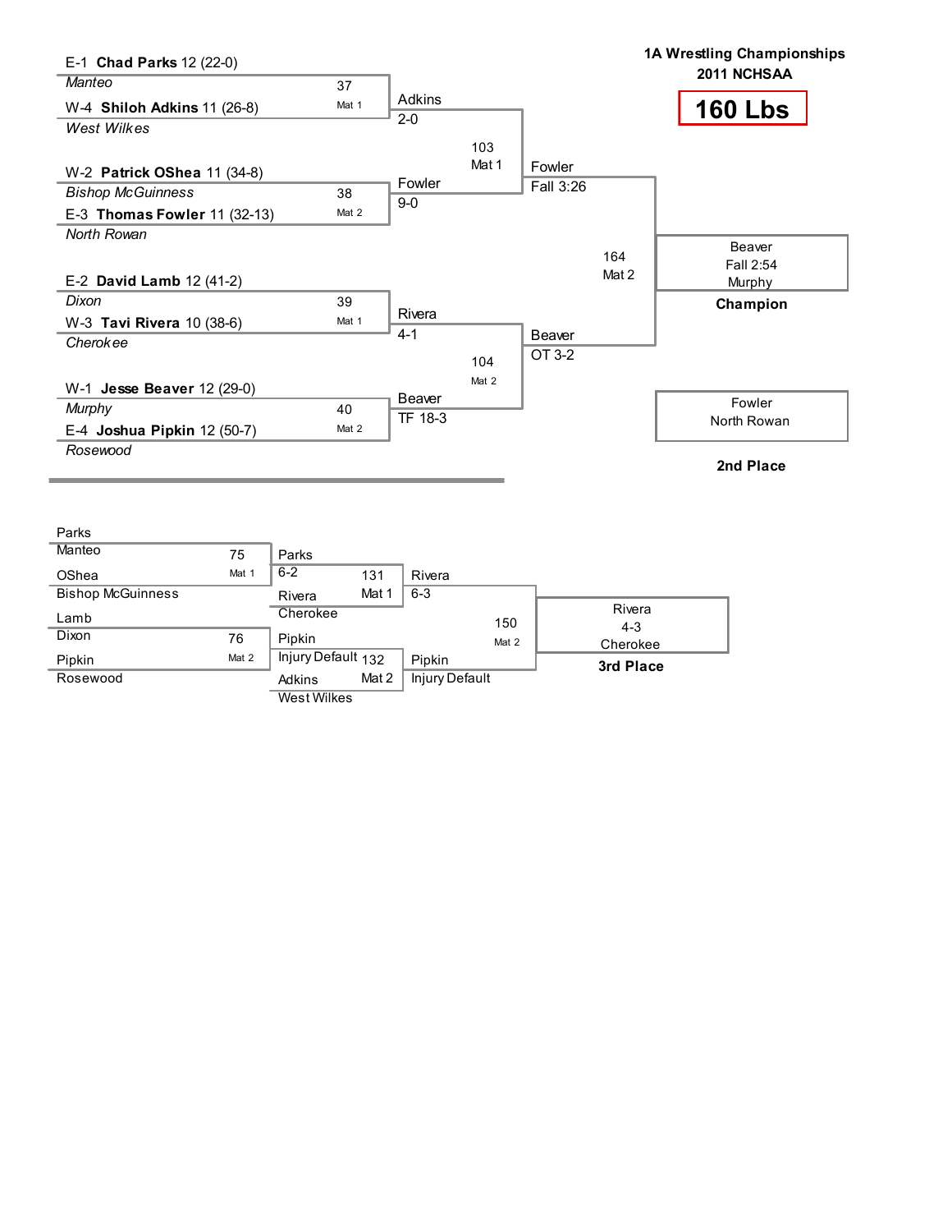**1A Wrestling Championships**
**2011 NCHSAA**

# 160 Lbs

E-1 **Chad Parks** 12 (22-0)
*Manteo*
37
Mat 1
W-4 **Shiloh Adkins** 11 (26-8)
*West Wilkes*

Adkins
2-0

W-2 **Patrick OShea** 11 (34-8)
*Bishop McGuinness*
38
Mat 2
E-3 **Thomas Fowler** 11 (32-13)
*North Rowan*

Fowler
9-0

103
Mat 1

Fowler
Fall 3:26

E-2 **David Lamb** 12 (41-2)
*Dixon*
39
Mat 1
W-3 **Tavi Rivera** 10 (38-6)
*Cherokee*

Rivera
4-1

W-1 **Jesse Beaver** 12 (29-0)
*Murphy*
40
Mat 2
E-4 **Joshua Pipkin** 12 (50-7)
*Rosewood*

Beaver
TF 18-3

104
Mat 2

Beaver
OT 3-2

164
Mat 2

Beaver
Fall 2:54
Murphy
**Champion**

Fowler
North Rowan
**2nd Place**

---

Parks
Manteo
75
Mat 1
OShea
Bishop McGuinness

Parks
6-2

Lamb
Dixon
76
Mat 2
Pipkin
Rosewood

Rivera
Cherokee
131
Mat 1

Rivera
6-3

Pipkin
Injury Default
132
Mat 2
Adkins
West Wilkes

Pipkin
Injury Default

150
Mat 2

Rivera
4-3
Cherokee
**3rd Place**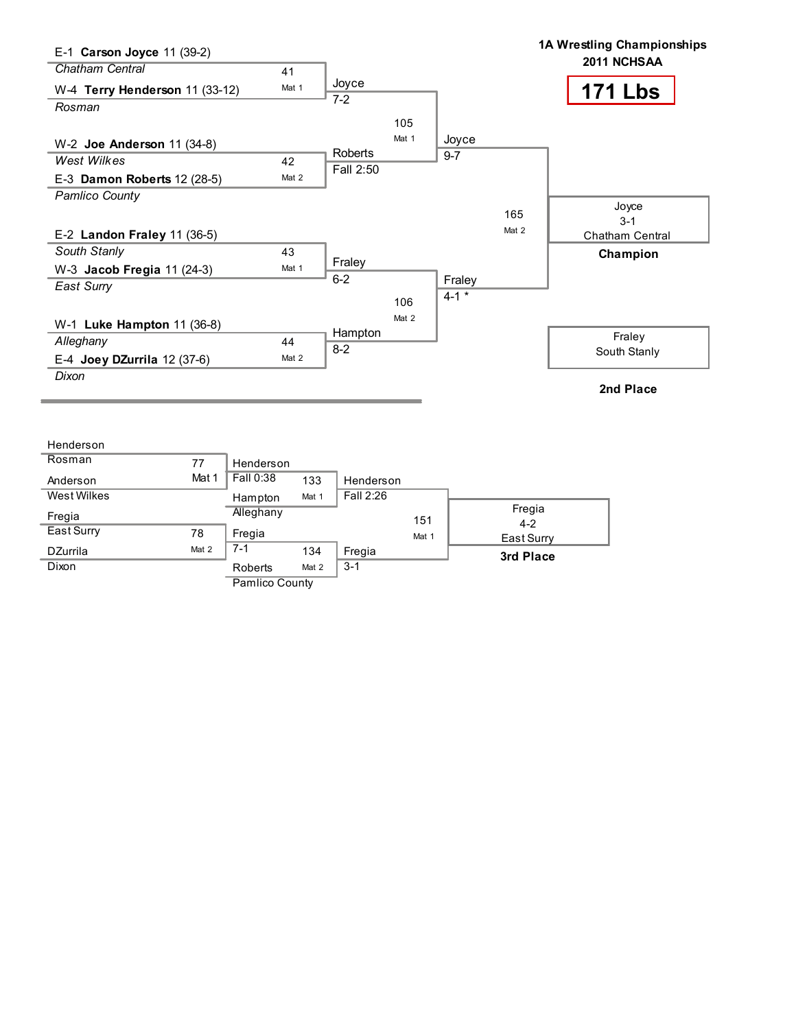## 1A Wrestling Championships
## 2011 NCHSAA

# 171 Lbs

### Championship Bracket

**First Round**

- Bout 41, Mat 1: E-1 **Carson Joyce** 11 (39-2), *Chatham Central* vs. W-4 **Terry Henderson** 11 (33-12), *Rosman* — Joyce 7-2
- Bout 42, Mat 2: W-2 **Joe Anderson** 11 (34-8), *West Wilkes* vs. E-3 **Damon Roberts** 12 (28-5), *Pamlico County* — Roberts Fall 2:50
- Bout 43, Mat 1: E-2 **Landon Fraley** 11 (36-5), *South Stanly* vs. W-3 **Jacob Fregia** 11 (24-3), *East Surry* — Fraley 6-2
- Bout 44, Mat 2: W-1 **Luke Hampton** 11 (36-8), *Alleghany* vs. E-4 **Joey DZurrila** 12 (37-6), *Dixon* — Hampton 8-2

**Semifinals**

- Bout 105, Mat 1: Joyce vs. Roberts — Joyce 9-7
- Bout 106, Mat 2: Fraley vs. Hampton — Fraley 4-1 *

**Final**

- Bout 165, Mat 2: Joyce vs. Fraley — Joyce 3-1

**Champion:** Joyce, Chatham Central

**2nd Place:** Fraley, South Stanly

### Consolation Bracket

- Bout 77, Mat 1: Henderson, Rosman vs. Anderson, West Wilkes — Henderson Fall 0:38
- Bout 78, Mat 2: Fregia, East Surry vs. DZurrila, Dixon — Fregia 7-1
- Bout 133, Mat 1: Henderson vs. Hampton, Alleghany — Henderson Fall 2:26
- Bout 134, Mat 2: Fregia vs. Roberts, Pamlico County — Fregia 3-1
- Bout 151, Mat 1: Henderson vs. Fregia — Fregia 4-2

**3rd Place:** Fregia, East Surry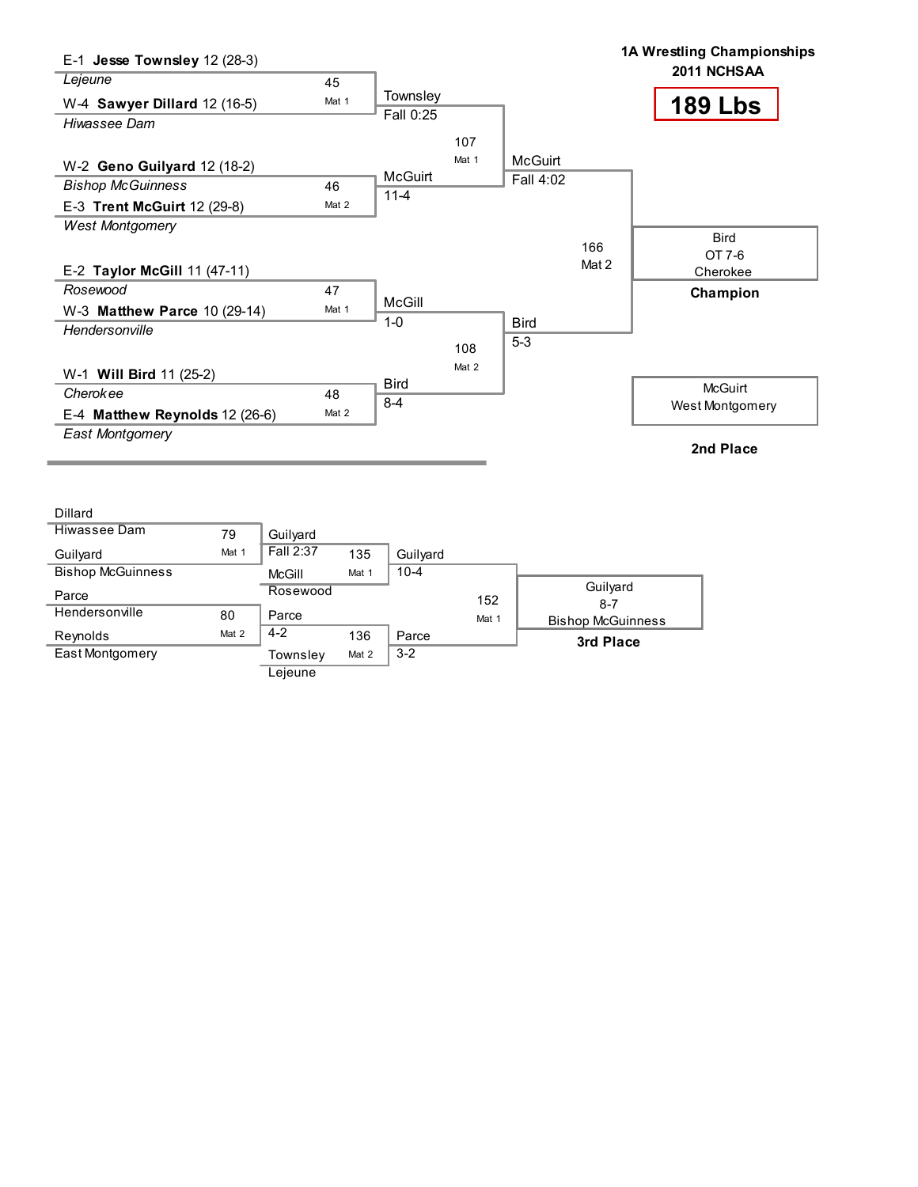# 1A Wrestling Championships
## 2011 NCHSAA

**189 Lbs**

E-1 **Jesse Townsley** 12 (28-3)
*Lejeune*

45
Mat 1

W-4 **Sawyer Dillard** 12 (16-5)
*Hiwassee Dam*

Townsley
Fall 0:25

107
Mat 1

W-2 **Geno Guilyard** 12 (18-2)
*Bishop McGuinness*

46
Mat 2

E-3 **Trent McGuirt** 12 (29-8)
*West Montgomery*

McGuirt
11-4

McGuirt
Fall 4:02

166
Mat 2

Bird
OT 7-6
Cherokee

**Champion**

E-2 **Taylor McGill** 11 (47-11)
*Rosewood*

47
Mat 1

W-3 **Matthew Parce** 10 (29-14)
*Hendersonville*

McGill
1-0

108
Mat 2

Bird
5-3

W-1 **Will Bird** 11 (25-2)
*Cherokee*

48
Mat 2

E-4 **Matthew Reynolds** 12 (26-6)
*East Montgomery*

Bird
8-4

McGuirt
West Montgomery

**2nd Place**

Dillard
Hiwassee Dam

79
Mat 1

Guilyard
Bishop McGuinness

Guilyard
Fall 2:37

135
Mat 1

McGill
Rosewood

Guilyard
10-4

152
Mat 1

Guilyard
8-7
Bishop McGuinness

**3rd Place**

Parce
Hendersonville

80
Mat 2

Reynolds
East Montgomery

Parce
4-2

136
Mat 2

Townsley
Lejeune

Parce
3-2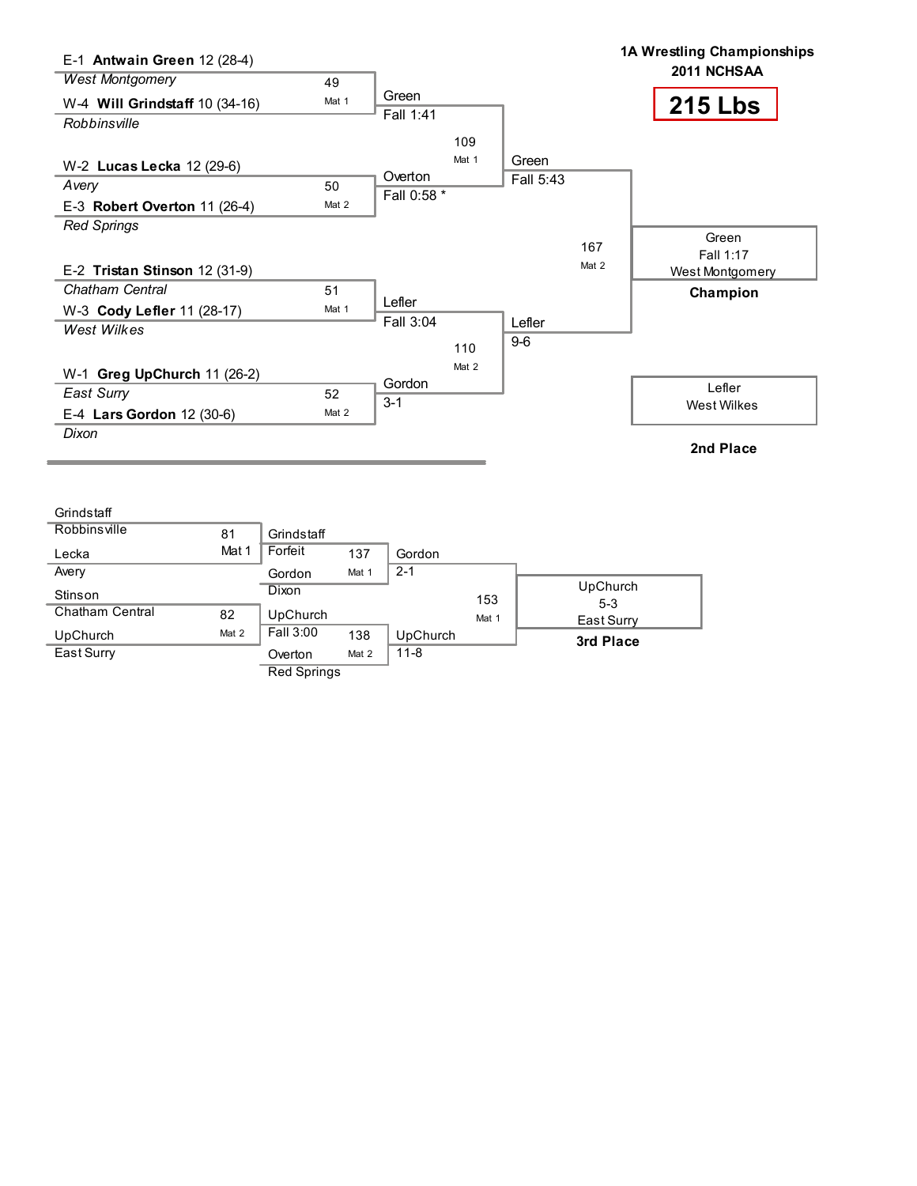# 1A Wrestling Championships
## 2011 NCHSAA

## 215 Lbs

### Championship Bracket

E-1 **Antwain Green** 12 (28-4)
*West Montgomery*

49
Mat 1

W-4 **Will Grindstaff** 10 (34-16)
*Robbinsville*

Green
Fall 1:41

109
Mat 1

W-2 **Lucas Lecka** 12 (29-6)
*Avery*

50
Mat 2

E-3 **Robert Overton** 11 (26-4)
*Red Springs*

Overton
Fall 0:58 *

Green
Fall 5:43

167
Mat 2

E-2 **Tristan Stinson** 12 (31-9)
*Chatham Central*

51
Mat 1

W-3 **Cody Lefler** 11 (28-17)
*West Wilkes*

Lefler
Fall 3:04

110
Mat 2

W-1 **Greg UpChurch** 11 (26-2)
*East Surry*

52
Mat 2

E-4 **Lars Gordon** 12 (30-6)
*Dixon*

Gordon
3-1

Lefler
9-6

Green
Fall 1:17
West Montgomery
**Champion**

Lefler
West Wilkes
**2nd Place**

### Consolation Bracket

Grindstaff
Robbinsville

81
Mat 1

Lecka
Avery

Grindstaff
Forfeit

137
Mat 1

Gordon
Dixon

Gordon
2-1

Stinson
Chatham Central

82
Mat 2

UpChurch
East Surry

UpChurch
Fall 3:00

138
Mat 2

Overton
Red Springs

UpChurch
11-8

153
Mat 1

UpChurch
5-3
East Surry
**3rd Place**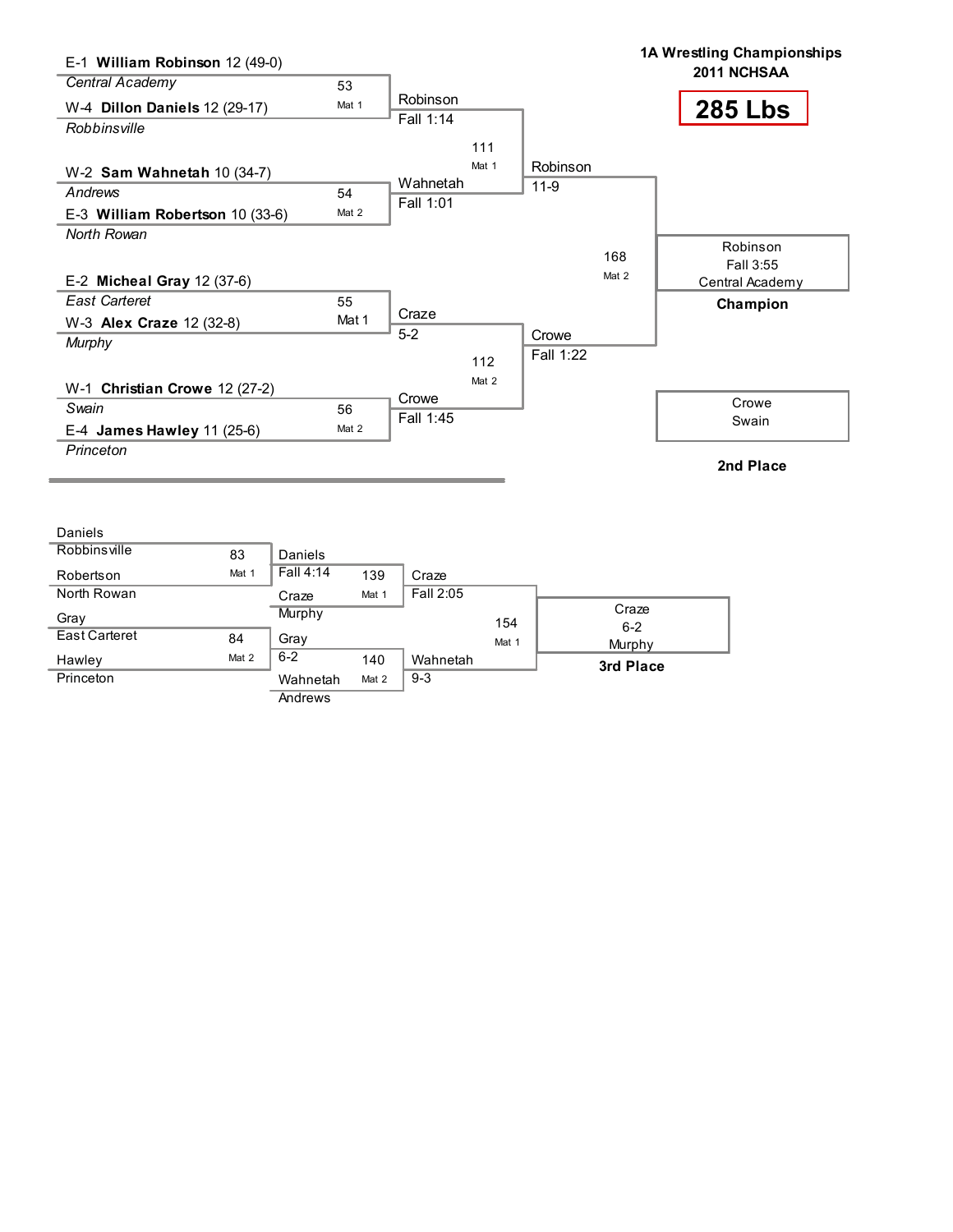# 1A Wrestling Championships
## 2011 NCHSAA

## 285 Lbs

### Championship Bracket

E-1 **William Robinson** 12 (49-0)
*Central Academy*

Match 53, Mat 1

W-4 **Dillon Daniels** 12 (29-17)
*Robbinsville*

Robinson — Fall 1:14

W-2 **Sam Wahnetah** 10 (34-7)
*Andrews*

Match 54, Mat 2

E-3 **William Robertson** 10 (33-6)
*North Rowan*

Wahnetah — Fall 1:01

Match 111, Mat 1

Robinson — 11-9

E-2 **Micheal Gray** 12 (37-6)
*East Carteret*

Match 55, Mat 1

W-3 **Alex Craze** 12 (32-8)
*Murphy*

Craze — 5-2

W-1 **Christian Crowe** 12 (27-2)
*Swain*

Match 56, Mat 2

E-4 **James Hawley** 11 (25-6)
*Princeton*

Crowe — Fall 1:45

Match 112, Mat 2

Crowe — Fall 1:22

Match 168, Mat 2

Robinson
Fall 3:55
Central Academy
**Champion**

Crowe
Swain
**2nd Place**

### Consolation Bracket

Daniels
Robbinsville

Match 83, Mat 1

Robertson
North Rowan

Daniels — Fall 4:14

Craze
Murphy

Match 139, Mat 1

Craze — Fall 2:05

Gray
East Carteret

Match 84, Mat 2

Hawley
Princeton

Gray — 6-2

Wahnetah
Andrews

Match 140, Mat 2

Wahnetah — 9-3

Match 154, Mat 1

Craze
6-2
Murphy
**3rd Place**